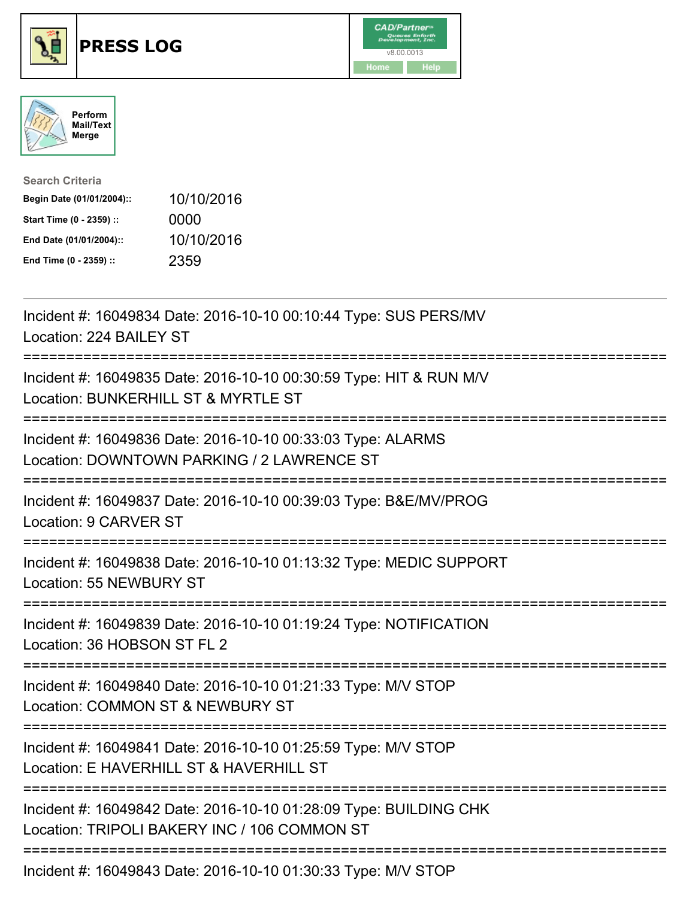# PRESS LOG

CAD/Partner v8.00.0013

Home Help

Perform Mail/Text Merge

**Search Criteria**

| | |
|---|---|
| **Begin Date (01/01/2004)::** | 10/10/2016 |
| **Start Time (0 - 2359) ::** | 0000 |
| **End Date (01/01/2004)::** | 10/10/2016 |
| **End Time (0 - 2359) ::** | 2359 |

---

Incident #: 16049834 Date: 2016-10-10 00:10:44 Type: SUS PERS/MV
Location: 224 BAILEY ST

===========================================================================

Incident #: 16049835 Date: 2016-10-10 00:30:59 Type: HIT & RUN M/V
Location: BUNKERHILL ST & MYRTLE ST

===========================================================================

Incident #: 16049836 Date: 2016-10-10 00:33:03 Type: ALARMS
Location: DOWNTOWN PARKING / 2 LAWRENCE ST

===========================================================================

Incident #: 16049837 Date: 2016-10-10 00:39:03 Type: B&E/MV/PROG
Location: 9 CARVER ST

===========================================================================

Incident #: 16049838 Date: 2016-10-10 01:13:32 Type: MEDIC SUPPORT
Location: 55 NEWBURY ST

===========================================================================

Incident #: 16049839 Date: 2016-10-10 01:19:24 Type: NOTIFICATION
Location: 36 HOBSON ST FL 2

===========================================================================

Incident #: 16049840 Date: 2016-10-10 01:21:33 Type: M/V STOP
Location: COMMON ST & NEWBURY ST

===========================================================================

Incident #: 16049841 Date: 2016-10-10 01:25:59 Type: M/V STOP
Location: E HAVERHILL ST & HAVERHILL ST

===========================================================================

Incident #: 16049842 Date: 2016-10-10 01:28:09 Type: BUILDING CHK
Location: TRIPOLI BAKERY INC / 106 COMMON ST

===========================================================================

Incident #: 16049843 Date: 2016-10-10 01:30:33 Type: M/V STOP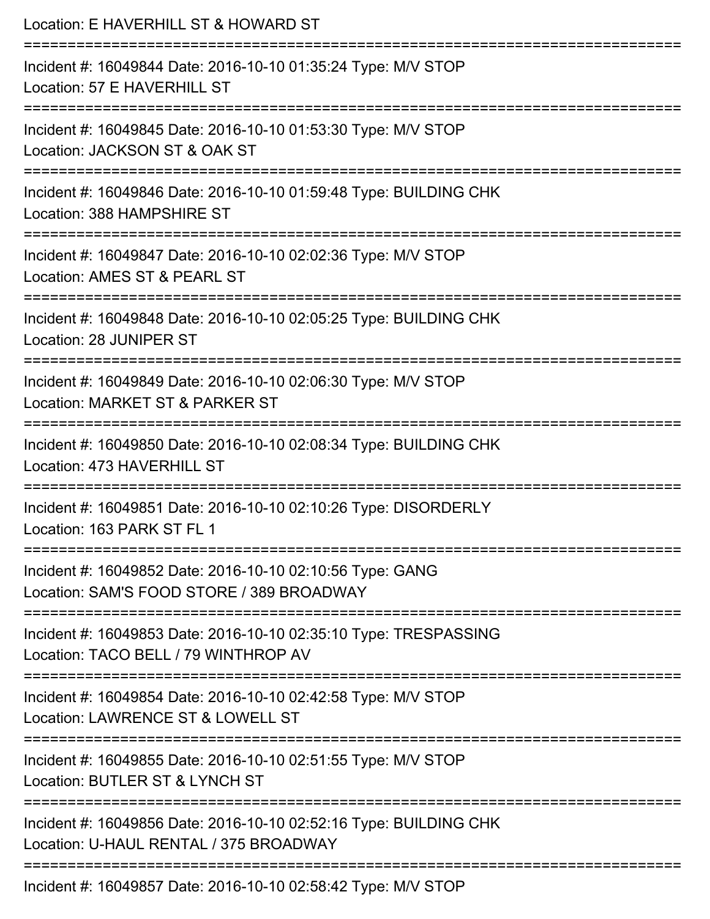Location: E HAVERHILL ST & HOWARD ST

===========================================================================

Incident #: 16049844 Date: 2016-10-10 01:35:24 Type: M/V STOP
Location: 57 E HAVERHILL ST

===========================================================================

Incident #: 16049845 Date: 2016-10-10 01:53:30 Type: M/V STOP
Location: JACKSON ST & OAK ST

===========================================================================

Incident #: 16049846 Date: 2016-10-10 01:59:48 Type: BUILDING CHK
Location: 388 HAMPSHIRE ST

===========================================================================

Incident #: 16049847 Date: 2016-10-10 02:02:36 Type: M/V STOP
Location: AMES ST & PEARL ST

===========================================================================

Incident #: 16049848 Date: 2016-10-10 02:05:25 Type: BUILDING CHK
Location: 28 JUNIPER ST

===========================================================================

Incident #: 16049849 Date: 2016-10-10 02:06:30 Type: M/V STOP
Location: MARKET ST & PARKER ST

===========================================================================

Incident #: 16049850 Date: 2016-10-10 02:08:34 Type: BUILDING CHK
Location: 473 HAVERHILL ST

===========================================================================

Incident #: 16049851 Date: 2016-10-10 02:10:26 Type: DISORDERLY
Location: 163 PARK ST FL 1

===========================================================================

Incident #: 16049852 Date: 2016-10-10 02:10:56 Type: GANG
Location: SAM'S FOOD STORE / 389 BROADWAY

===========================================================================

Incident #: 16049853 Date: 2016-10-10 02:35:10 Type: TRESPASSING
Location: TACO BELL / 79 WINTHROP AV

===========================================================================

Incident #: 16049854 Date: 2016-10-10 02:42:58 Type: M/V STOP
Location: LAWRENCE ST & LOWELL ST

===========================================================================

Incident #: 16049855 Date: 2016-10-10 02:51:55 Type: M/V STOP
Location: BUTLER ST & LYNCH ST

===========================================================================

Incident #: 16049856 Date: 2016-10-10 02:52:16 Type: BUILDING CHK
Location: U-HAUL RENTAL / 375 BROADWAY

===========================================================================

Incident #: 16049857 Date: 2016-10-10 02:58:42 Type: M/V STOP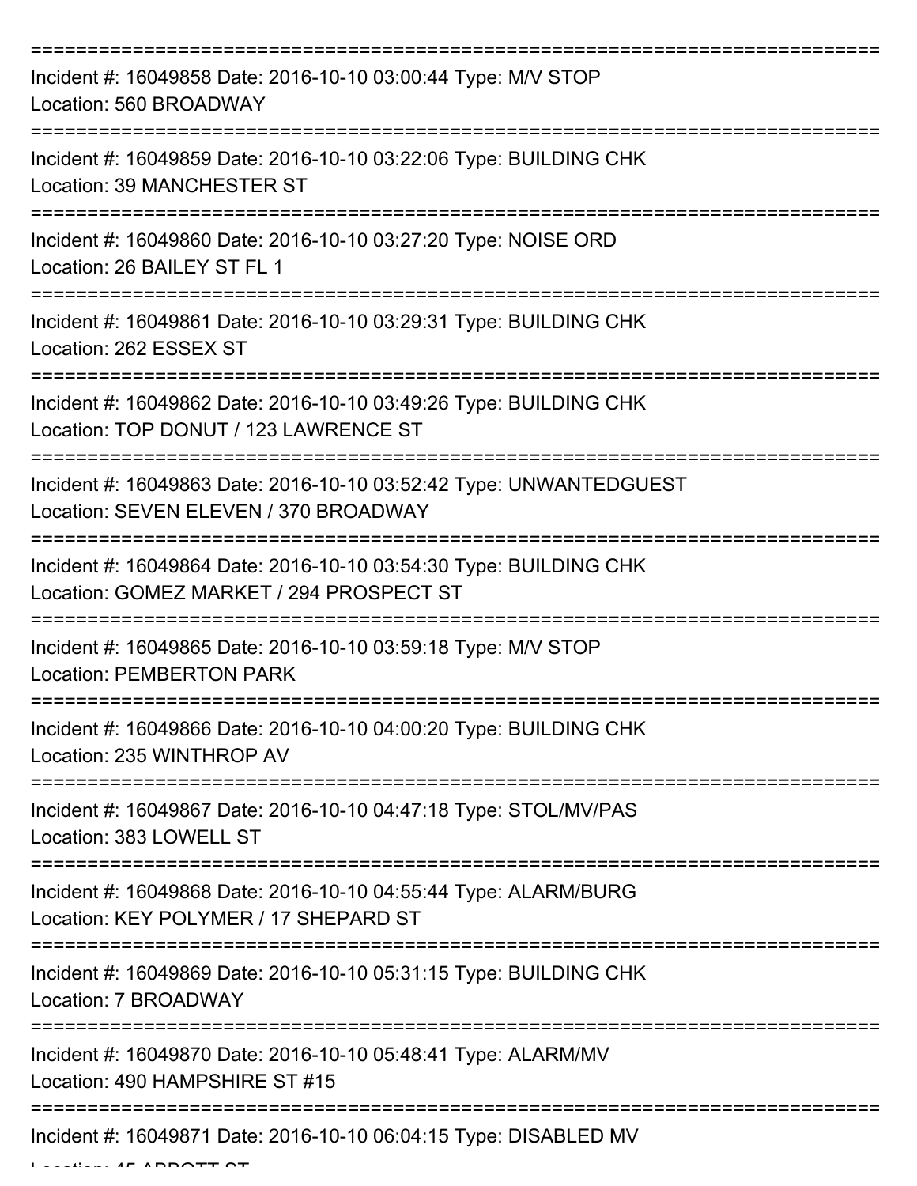===========================================================================

Incident #: 16049858 Date: 2016-10-10 03:00:44 Type: M/V STOP
Location: 560 BROADWAY

===========================================================================

Incident #: 16049859 Date: 2016-10-10 03:22:06 Type: BUILDING CHK
Location: 39 MANCHESTER ST

===========================================================================

Incident #: 16049860 Date: 2016-10-10 03:27:20 Type: NOISE ORD
Location: 26 BAILEY ST FL 1

===========================================================================

Incident #: 16049861 Date: 2016-10-10 03:29:31 Type: BUILDING CHK
Location: 262 ESSEX ST

===========================================================================

Incident #: 16049862 Date: 2016-10-10 03:49:26 Type: BUILDING CHK
Location: TOP DONUT / 123 LAWRENCE ST

===========================================================================

Incident #: 16049863 Date: 2016-10-10 03:52:42 Type: UNWANTEDGUEST
Location: SEVEN ELEVEN / 370 BROADWAY

===========================================================================

Incident #: 16049864 Date: 2016-10-10 03:54:30 Type: BUILDING CHK
Location: GOMEZ MARKET / 294 PROSPECT ST

===========================================================================

Incident #: 16049865 Date: 2016-10-10 03:59:18 Type: M/V STOP
Location: PEMBERTON PARK

===========================================================================

Incident #: 16049866 Date: 2016-10-10 04:00:20 Type: BUILDING CHK
Location: 235 WINTHROP AV

===========================================================================

Incident #: 16049867 Date: 2016-10-10 04:47:18 Type: STOL/MV/PAS
Location: 383 LOWELL ST

===========================================================================

Incident #: 16049868 Date: 2016-10-10 04:55:44 Type: ALARM/BURG
Location: KEY POLYMER / 17 SHEPARD ST

===========================================================================

Incident #: 16049869 Date: 2016-10-10 05:31:15 Type: BUILDING CHK
Location: 7 BROADWAY

===========================================================================

Incident #: 16049870 Date: 2016-10-10 05:48:41 Type: ALARM/MV
Location: 490 HAMPSHIRE ST #15

===========================================================================

Incident #: 16049871 Date: 2016-10-10 06:04:15 Type: DISABLED MV
Location: 45 ABBOTT ST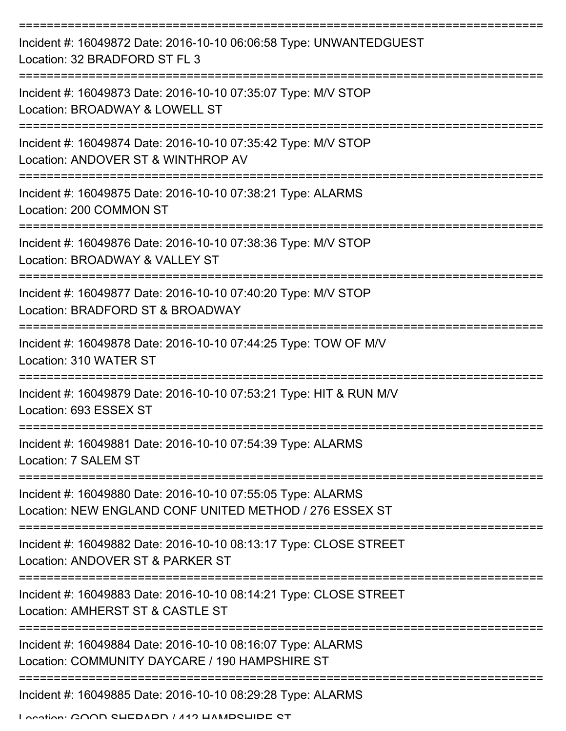===========================================================================

Incident #: 16049872 Date: 2016-10-10 06:06:58 Type: UNWANTEDGUEST
Location: 32 BRADFORD ST FL 3

===========================================================================

Incident #: 16049873 Date: 2016-10-10 07:35:07 Type: M/V STOP
Location: BROADWAY & LOWELL ST

===========================================================================

Incident #: 16049874 Date: 2016-10-10 07:35:42 Type: M/V STOP
Location: ANDOVER ST & WINTHROP AV

===========================================================================

Incident #: 16049875 Date: 2016-10-10 07:38:21 Type: ALARMS
Location: 200 COMMON ST

===========================================================================

Incident #: 16049876 Date: 2016-10-10 07:38:36 Type: M/V STOP
Location: BROADWAY & VALLEY ST

===========================================================================

Incident #: 16049877 Date: 2016-10-10 07:40:20 Type: M/V STOP
Location: BRADFORD ST & BROADWAY

===========================================================================

Incident #: 16049878 Date: 2016-10-10 07:44:25 Type: TOW OF M/V
Location: 310 WATER ST

===========================================================================

Incident #: 16049879 Date: 2016-10-10 07:53:21 Type: HIT & RUN M/V
Location: 693 ESSEX ST

===========================================================================

Incident #: 16049881 Date: 2016-10-10 07:54:39 Type: ALARMS
Location: 7 SALEM ST

===========================================================================

Incident #: 16049880 Date: 2016-10-10 07:55:05 Type: ALARMS
Location: NEW ENGLAND CONF UNITED METHOD / 276 ESSEX ST

===========================================================================

Incident #: 16049882 Date: 2016-10-10 08:13:17 Type: CLOSE STREET
Location: ANDOVER ST & PARKER ST

===========================================================================

Incident #: 16049883 Date: 2016-10-10 08:14:21 Type: CLOSE STREET
Location: AMHERST ST & CASTLE ST

===========================================================================

Incident #: 16049884 Date: 2016-10-10 08:16:07 Type: ALARMS
Location: COMMUNITY DAYCARE / 190 HAMPSHIRE ST

===========================================================================

Incident #: 16049885 Date: 2016-10-10 08:29:28 Type: ALARMS
Location: GOOD SHEPARD / 412 HAMPSHIRE ST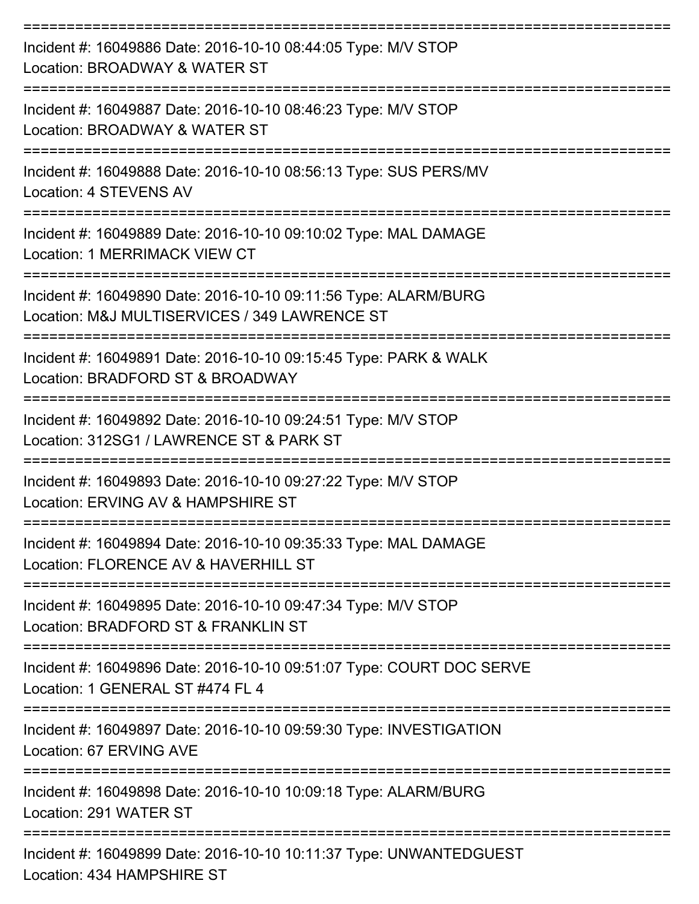===========================================================================

Incident #: 16049886 Date: 2016-10-10 08:44:05 Type: M/V STOP

Location: BROADWAY & WATER ST

===========================================================================

Incident #: 16049887 Date: 2016-10-10 08:46:23 Type: M/V STOP

Location: BROADWAY & WATER ST

===========================================================================

Incident #: 16049888 Date: 2016-10-10 08:56:13 Type: SUS PERS/MV

Location: 4 STEVENS AV

===========================================================================

Incident #: 16049889 Date: 2016-10-10 09:10:02 Type: MAL DAMAGE

Location: 1 MERRIMACK VIEW CT

===========================================================================

Incident #: 16049890 Date: 2016-10-10 09:11:56 Type: ALARM/BURG

Location: M&J MULTISERVICES / 349 LAWRENCE ST

===========================================================================

Incident #: 16049891 Date: 2016-10-10 09:15:45 Type: PARK & WALK

Location: BRADFORD ST & BROADWAY

===========================================================================

Incident #: 16049892 Date: 2016-10-10 09:24:51 Type: M/V STOP

Location: 312SG1 / LAWRENCE ST & PARK ST

===========================================================================

Incident #: 16049893 Date: 2016-10-10 09:27:22 Type: M/V STOP

Location: ERVING AV & HAMPSHIRE ST

===========================================================================

Incident #: 16049894 Date: 2016-10-10 09:35:33 Type: MAL DAMAGE

Location: FLORENCE AV & HAVERHILL ST

===========================================================================

Incident #: 16049895 Date: 2016-10-10 09:47:34 Type: M/V STOP

Location: BRADFORD ST & FRANKLIN ST

===========================================================================

Incident #: 16049896 Date: 2016-10-10 09:51:07 Type: COURT DOC SERVE

Location: 1 GENERAL ST #474 FL 4

===========================================================================

Incident #: 16049897 Date: 2016-10-10 09:59:30 Type: INVESTIGATION

Location: 67 ERVING AVE

===========================================================================

Incident #: 16049898 Date: 2016-10-10 10:09:18 Type: ALARM/BURG

Location: 291 WATER ST

===========================================================================

Incident #: 16049899 Date: 2016-10-10 10:11:37 Type: UNWANTEDGUEST

Location: 434 HAMPSHIRE ST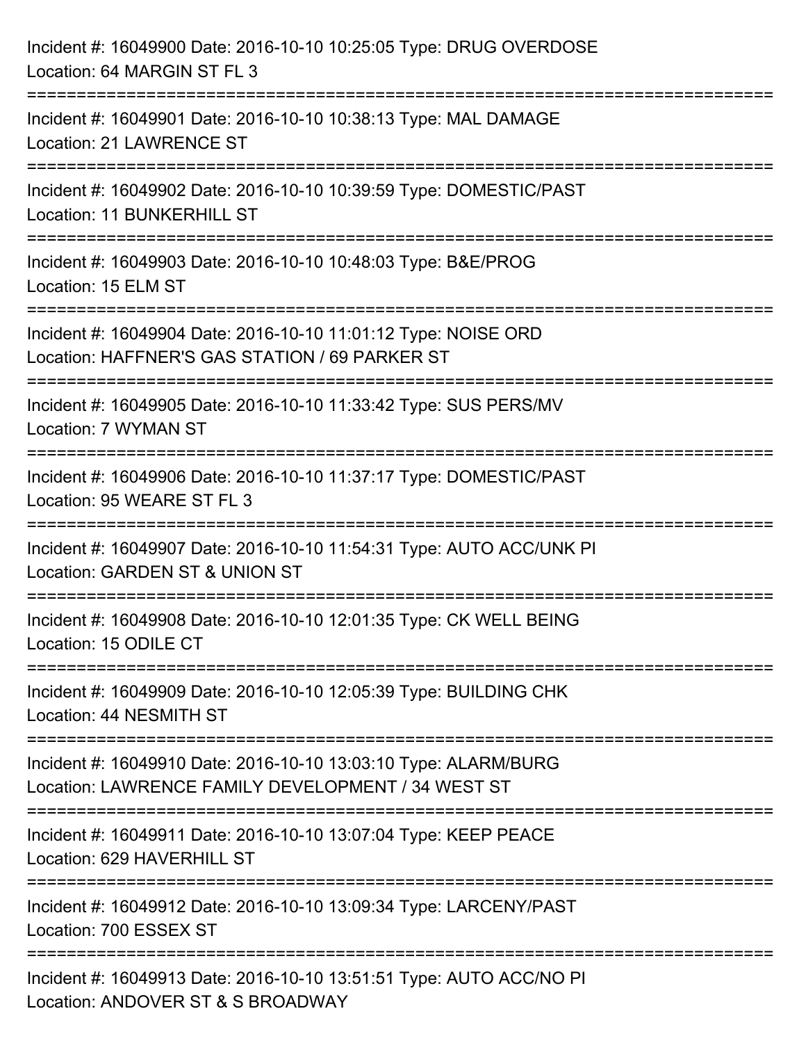Incident #: 16049900 Date: 2016-10-10 10:25:05 Type: DRUG OVERDOSE
Location: 64 MARGIN ST FL 3

===========================================================================

Incident #: 16049901 Date: 2016-10-10 10:38:13 Type: MAL DAMAGE
Location: 21 LAWRENCE ST

===========================================================================

Incident #: 16049902 Date: 2016-10-10 10:39:59 Type: DOMESTIC/PAST
Location: 11 BUNKERHILL ST

===========================================================================

Incident #: 16049903 Date: 2016-10-10 10:48:03 Type: B&E/PROG
Location: 15 ELM ST

===========================================================================

Incident #: 16049904 Date: 2016-10-10 11:01:12 Type: NOISE ORD
Location: HAFFNER'S GAS STATION / 69 PARKER ST

===========================================================================

Incident #: 16049905 Date: 2016-10-10 11:33:42 Type: SUS PERS/MV
Location: 7 WYMAN ST

===========================================================================

Incident #: 16049906 Date: 2016-10-10 11:37:17 Type: DOMESTIC/PAST
Location: 95 WEARE ST FL 3

===========================================================================

Incident #: 16049907 Date: 2016-10-10 11:54:31 Type: AUTO ACC/UNK PI
Location: GARDEN ST & UNION ST

===========================================================================

Incident #: 16049908 Date: 2016-10-10 12:01:35 Type: CK WELL BEING
Location: 15 ODILE CT

===========================================================================

Incident #: 16049909 Date: 2016-10-10 12:05:39 Type: BUILDING CHK
Location: 44 NESMITH ST

===========================================================================

Incident #: 16049910 Date: 2016-10-10 13:03:10 Type: ALARM/BURG
Location: LAWRENCE FAMILY DEVELOPMENT / 34 WEST ST

===========================================================================

Incident #: 16049911 Date: 2016-10-10 13:07:04 Type: KEEP PEACE
Location: 629 HAVERHILL ST

===========================================================================

Incident #: 16049912 Date: 2016-10-10 13:09:34 Type: LARCENY/PAST
Location: 700 ESSEX ST

===========================================================================

Incident #: 16049913 Date: 2016-10-10 13:51:51 Type: AUTO ACC/NO PI
Location: ANDOVER ST & S BROADWAY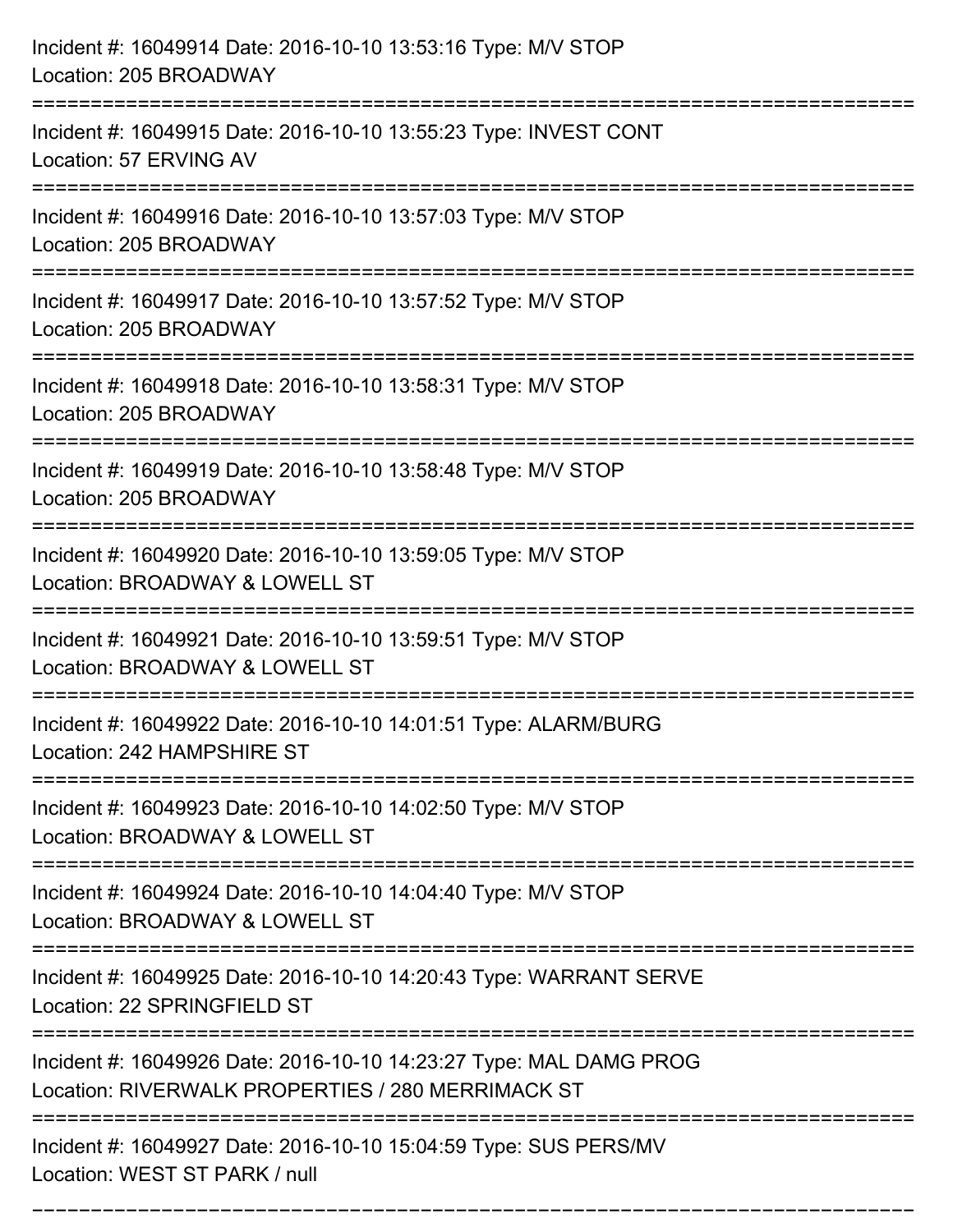Incident #: 16049914 Date: 2016-10-10 13:53:16 Type: M/V STOP
Location: 205 BROADWAY

===========================================================================

Incident #: 16049915 Date: 2016-10-10 13:55:23 Type: INVEST CONT
Location: 57 ERVING AV

===========================================================================

Incident #: 16049916 Date: 2016-10-10 13:57:03 Type: M/V STOP
Location: 205 BROADWAY

===========================================================================

Incident #: 16049917 Date: 2016-10-10 13:57:52 Type: M/V STOP
Location: 205 BROADWAY

===========================================================================

Incident #: 16049918 Date: 2016-10-10 13:58:31 Type: M/V STOP
Location: 205 BROADWAY

===========================================================================

Incident #: 16049919 Date: 2016-10-10 13:58:48 Type: M/V STOP
Location: 205 BROADWAY

===========================================================================

Incident #: 16049920 Date: 2016-10-10 13:59:05 Type: M/V STOP
Location: BROADWAY & LOWELL ST

===========================================================================

Incident #: 16049921 Date: 2016-10-10 13:59:51 Type: M/V STOP
Location: BROADWAY & LOWELL ST

===========================================================================

Incident #: 16049922 Date: 2016-10-10 14:01:51 Type: ALARM/BURG
Location: 242 HAMPSHIRE ST

===========================================================================

Incident #: 16049923 Date: 2016-10-10 14:02:50 Type: M/V STOP
Location: BROADWAY & LOWELL ST

===========================================================================

Incident #: 16049924 Date: 2016-10-10 14:04:40 Type: M/V STOP
Location: BROADWAY & LOWELL ST

===========================================================================

Incident #: 16049925 Date: 2016-10-10 14:20:43 Type: WARRANT SERVE
Location: 22 SPRINGFIELD ST

===========================================================================

Incident #: 16049926 Date: 2016-10-10 14:23:27 Type: MAL DAMG PROG
Location: RIVERWALK PROPERTIES / 280 MERRIMACK ST

===========================================================================

Incident #: 16049927 Date: 2016-10-10 15:04:59 Type: SUS PERS/MV
Location: WEST ST PARK / null

===========================================================================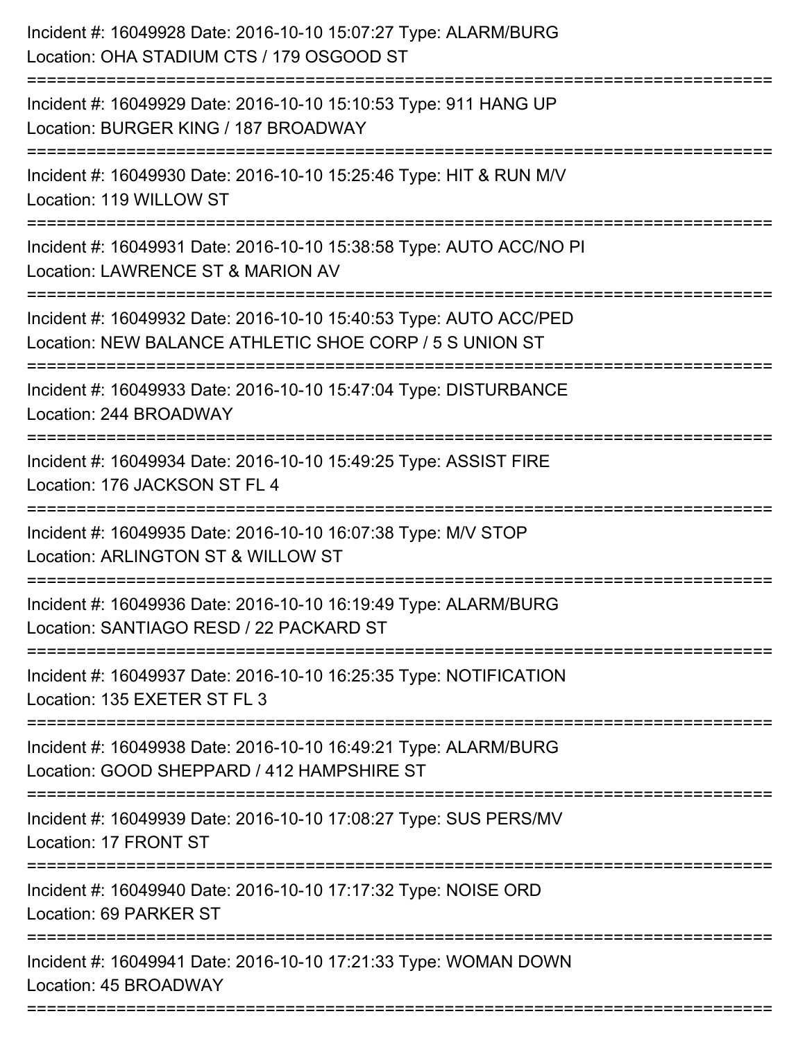Incident #: 16049928 Date: 2016-10-10 15:07:27 Type: ALARM/BURG
Location: OHA STADIUM CTS / 179 OSGOOD ST

===========================================================================

Incident #: 16049929 Date: 2016-10-10 15:10:53 Type: 911 HANG UP
Location: BURGER KING / 187 BROADWAY

===========================================================================

Incident #: 16049930 Date: 2016-10-10 15:25:46 Type: HIT & RUN M/V
Location: 119 WILLOW ST

===========================================================================

Incident #: 16049931 Date: 2016-10-10 15:38:58 Type: AUTO ACC/NO PI
Location: LAWRENCE ST & MARION AV

===========================================================================

Incident #: 16049932 Date: 2016-10-10 15:40:53 Type: AUTO ACC/PED
Location: NEW BALANCE ATHLETIC SHOE CORP / 5 S UNION ST

===========================================================================

Incident #: 16049933 Date: 2016-10-10 15:47:04 Type: DISTURBANCE
Location: 244 BROADWAY

===========================================================================

Incident #: 16049934 Date: 2016-10-10 15:49:25 Type: ASSIST FIRE
Location: 176 JACKSON ST FL 4

===========================================================================

Incident #: 16049935 Date: 2016-10-10 16:07:38 Type: M/V STOP
Location: ARLINGTON ST & WILLOW ST

===========================================================================

Incident #: 16049936 Date: 2016-10-10 16:19:49 Type: ALARM/BURG
Location: SANTIAGO RESD / 22 PACKARD ST

===========================================================================

Incident #: 16049937 Date: 2016-10-10 16:25:35 Type: NOTIFICATION
Location: 135 EXETER ST FL 3

===========================================================================

Incident #: 16049938 Date: 2016-10-10 16:49:21 Type: ALARM/BURG
Location: GOOD SHEPPARD / 412 HAMPSHIRE ST

===========================================================================

Incident #: 16049939 Date: 2016-10-10 17:08:27 Type: SUS PERS/MV
Location: 17 FRONT ST

===========================================================================

Incident #: 16049940 Date: 2016-10-10 17:17:32 Type: NOISE ORD
Location: 69 PARKER ST

===========================================================================

Incident #: 16049941 Date: 2016-10-10 17:21:33 Type: WOMAN DOWN
Location: 45 BROADWAY

===========================================================================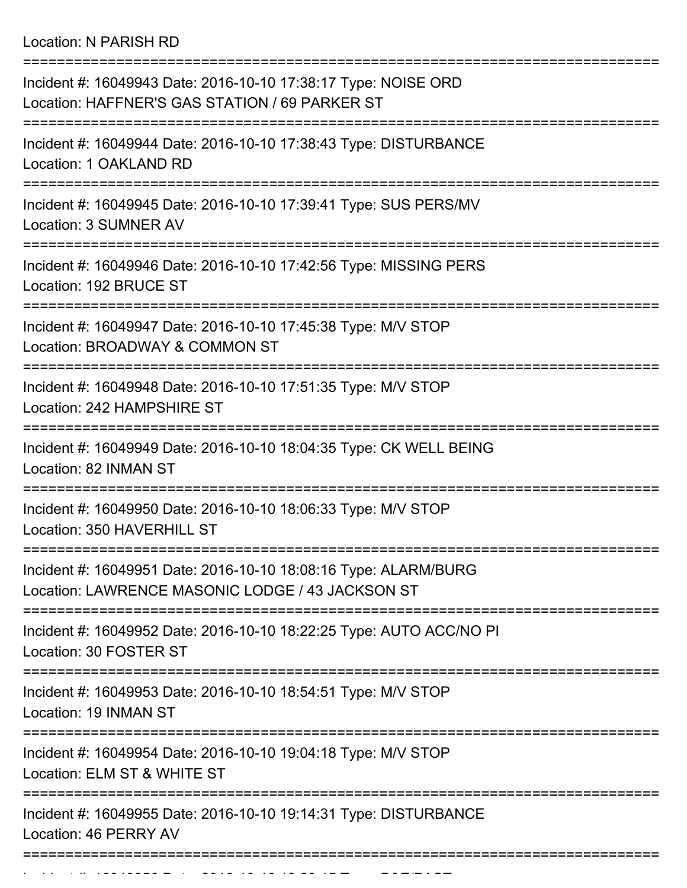Location: N PARISH RD

===========================================================================

Incident #: 16049943 Date: 2016-10-10 17:38:17 Type: NOISE ORD
Location: HAFFNER'S GAS STATION / 69 PARKER ST

===========================================================================

Incident #: 16049944 Date: 2016-10-10 17:38:43 Type: DISTURBANCE
Location: 1 OAKLAND RD

===========================================================================

Incident #: 16049945 Date: 2016-10-10 17:39:41 Type: SUS PERS/MV
Location: 3 SUMNER AV

===========================================================================

Incident #: 16049946 Date: 2016-10-10 17:42:56 Type: MISSING PERS
Location: 192 BRUCE ST

===========================================================================

Incident #: 16049947 Date: 2016-10-10 17:45:38 Type: M/V STOP
Location: BROADWAY & COMMON ST

===========================================================================

Incident #: 16049948 Date: 2016-10-10 17:51:35 Type: M/V STOP
Location: 242 HAMPSHIRE ST

===========================================================================

Incident #: 16049949 Date: 2016-10-10 18:04:35 Type: CK WELL BEING
Location: 82 INMAN ST

===========================================================================

Incident #: 16049950 Date: 2016-10-10 18:06:33 Type: M/V STOP
Location: 350 HAVERHILL ST

===========================================================================

Incident #: 16049951 Date: 2016-10-10 18:08:16 Type: ALARM/BURG
Location: LAWRENCE MASONIC LODGE / 43 JACKSON ST

===========================================================================

Incident #: 16049952 Date: 2016-10-10 18:22:25 Type: AUTO ACC/NO PI
Location: 30 FOSTER ST

===========================================================================

Incident #: 16049953 Date: 2016-10-10 18:54:51 Type: M/V STOP
Location: 19 INMAN ST

===========================================================================

Incident #: 16049954 Date: 2016-10-10 19:04:18 Type: M/V STOP
Location: ELM ST & WHITE ST

===========================================================================

Incident #: 16049955 Date: 2016-10-10 19:14:31 Type: DISTURBANCE
Location: 46 PERRY AV

===========================================================================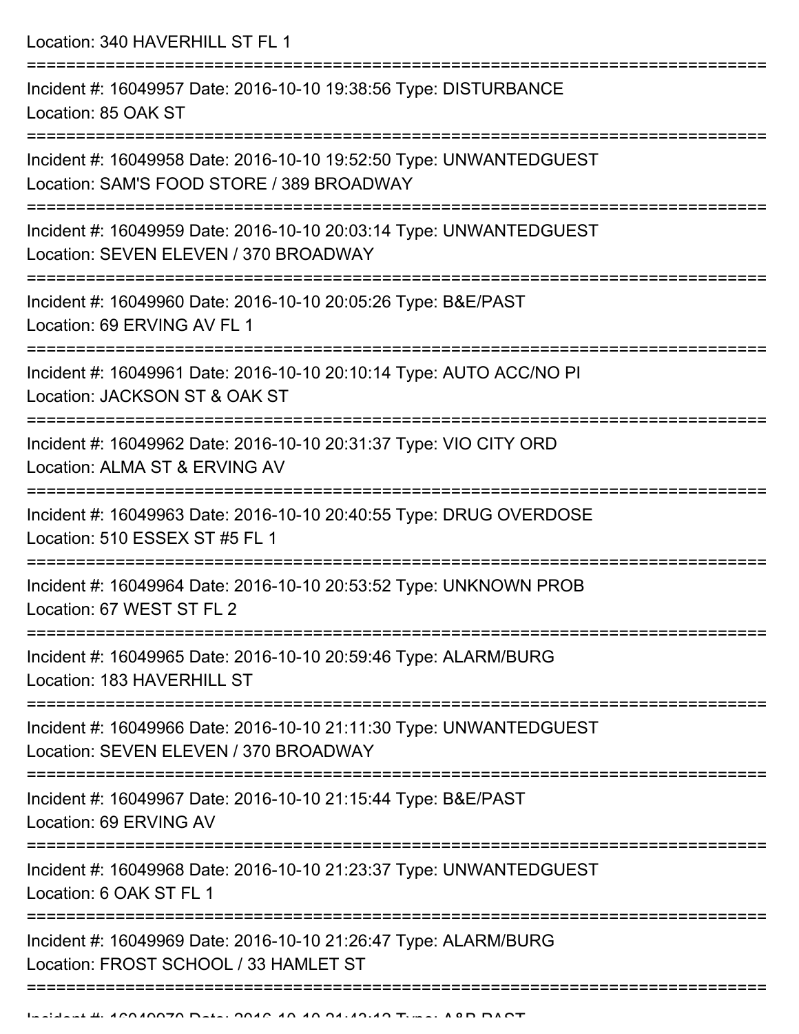Location: 340 HAVERHILL ST FL 1

===========================================================================

Incident #: 16049957 Date: 2016-10-10 19:38:56 Type: DISTURBANCE
Location: 85 OAK ST

===========================================================================

Incident #: 16049958 Date: 2016-10-10 19:52:50 Type: UNWANTEDGUEST
Location: SAM'S FOOD STORE / 389 BROADWAY

===========================================================================

Incident #: 16049959 Date: 2016-10-10 20:03:14 Type: UNWANTEDGUEST
Location: SEVEN ELEVEN / 370 BROADWAY

===========================================================================

Incident #: 16049960 Date: 2016-10-10 20:05:26 Type: B&E/PAST
Location: 69 ERVING AV FL 1

===========================================================================

Incident #: 16049961 Date: 2016-10-10 20:10:14 Type: AUTO ACC/NO PI
Location: JACKSON ST & OAK ST

===========================================================================

Incident #: 16049962 Date: 2016-10-10 20:31:37 Type: VIO CITY ORD
Location: ALMA ST & ERVING AV

===========================================================================

Incident #: 16049963 Date: 2016-10-10 20:40:55 Type: DRUG OVERDOSE
Location: 510 ESSEX ST #5 FL 1

===========================================================================

Incident #: 16049964 Date: 2016-10-10 20:53:52 Type: UNKNOWN PROB
Location: 67 WEST ST FL 2

===========================================================================

Incident #: 16049965 Date: 2016-10-10 20:59:46 Type: ALARM/BURG
Location: 183 HAVERHILL ST

===========================================================================

Incident #: 16049966 Date: 2016-10-10 21:11:30 Type: UNWANTEDGUEST
Location: SEVEN ELEVEN / 370 BROADWAY

===========================================================================

Incident #: 16049967 Date: 2016-10-10 21:15:44 Type: B&E/PAST
Location: 69 ERVING AV

===========================================================================

Incident #: 16049968 Date: 2016-10-10 21:23:37 Type: UNWANTEDGUEST
Location: 6 OAK ST FL 1

===========================================================================

Incident #: 16049969 Date: 2016-10-10 21:26:47 Type: ALARM/BURG
Location: FROST SCHOOL / 33 HAMLET ST

===========================================================================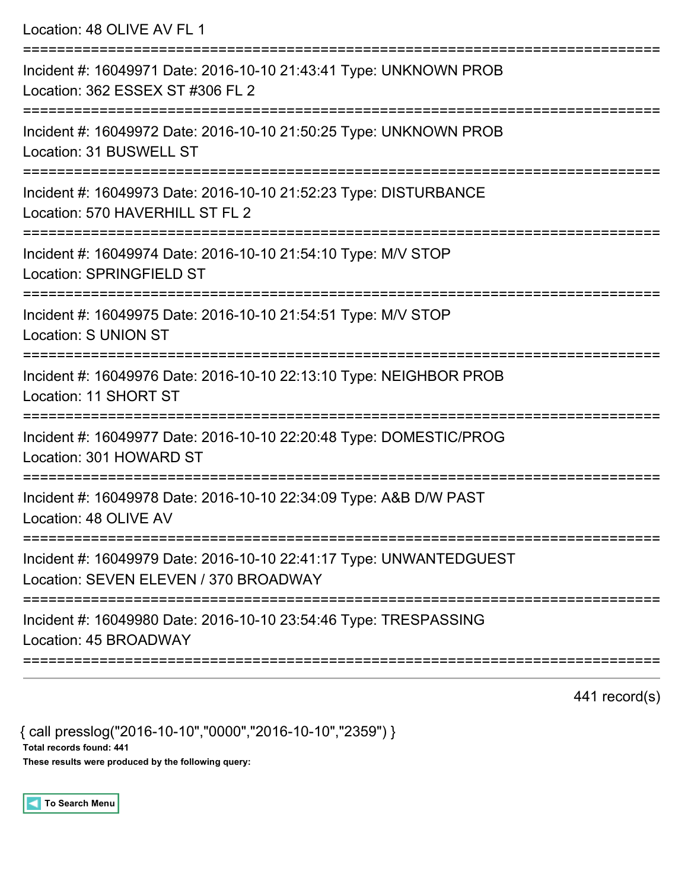Location: 48 OLIVE AV FL 1

===========================================================================

Incident #: 16049971 Date: 2016-10-10 21:43:41 Type: UNKNOWN PROB
Location: 362 ESSEX ST #306 FL 2

===========================================================================

Incident #: 16049972 Date: 2016-10-10 21:50:25 Type: UNKNOWN PROB
Location: 31 BUSWELL ST

===========================================================================

Incident #: 16049973 Date: 2016-10-10 21:52:23 Type: DISTURBANCE
Location: 570 HAVERHILL ST FL 2

===========================================================================

Incident #: 16049974 Date: 2016-10-10 21:54:10 Type: M/V STOP
Location: SPRINGFIELD ST

===========================================================================

Incident #: 16049975 Date: 2016-10-10 21:54:51 Type: M/V STOP
Location: S UNION ST

===========================================================================

Incident #: 16049976 Date: 2016-10-10 22:13:10 Type: NEIGHBOR PROB
Location: 11 SHORT ST

===========================================================================

Incident #: 16049977 Date: 2016-10-10 22:20:48 Type: DOMESTIC/PROG
Location: 301 HOWARD ST

===========================================================================

Incident #: 16049978 Date: 2016-10-10 22:34:09 Type: A&B D/W PAST
Location: 48 OLIVE AV

===========================================================================

Incident #: 16049979 Date: 2016-10-10 22:41:17 Type: UNWANTEDGUEST
Location: SEVEN ELEVEN / 370 BROADWAY

===========================================================================

Incident #: 16049980 Date: 2016-10-10 23:54:46 Type: TRESPASSING
Location: 45 BROADWAY

===========================================================================

441 record(s)

{ call presslog("2016-10-10","0000","2016-10-10","2359") }

**Total records found: 441**

**These results were produced by the following query:**

To Search Menu